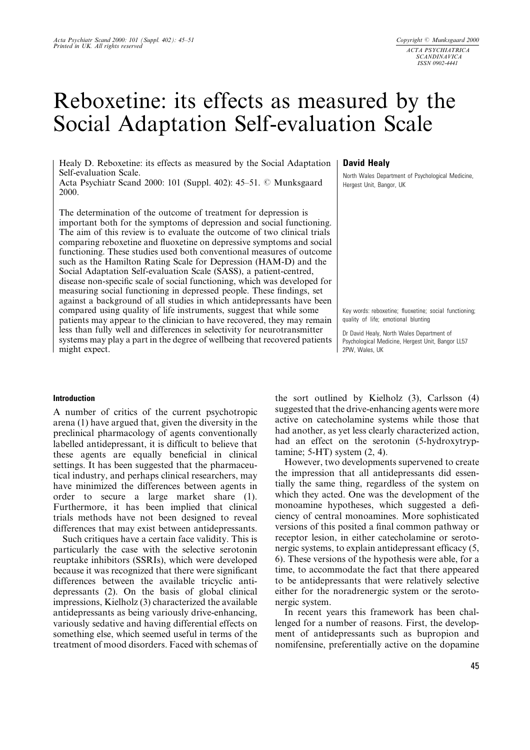# Reboxetine: its effects as measured by the Social Adaptation Self-evaluation Scale

Healy D. Reboxetine: its effects as measured by the Social Adaptation Self-evaluation Scale.
Acta Psychiatr Scand 2000: 101 (Suppl. 402): 45–51. © Munksgaard 2000.

The determination of the outcome of treatment for depression is important both for the symptoms of depression and social functioning. The aim of this review is to evaluate the outcome of two clinical trials comparing reboxetine and fluoxetine on depressive symptoms and social functioning. These studies used both conventional measures of outcome such as the Hamilton Rating Scale for Depression (HAM-D) and the Social Adaptation Self-evaluation Scale (SASS), a patient-centred, disease non-specific scale of social functioning, which was developed for measuring social functioning in depressed people. These findings, set against a background of all studies in which antidepressants have been compared using quality of life instruments, suggest that while some patients may appear to the clinician to have recovered, they may remain less than fully well and differences in selectivity for neurotransmitter systems may play a part in the degree of wellbeing that recovered patients might expect.

**David Healy**

North Wales Department of Psychological Medicine, Hergest Unit, Bangor, UK

Key words: reboxetine; fluoxetine; social functioning; quality of life; emotional blunting

Dr David Healy, North Wales Department of Psychological Medicine, Hergest Unit, Bangor LL57 2PW, Wales, UK

## Introduction

A number of critics of the current psychotropic arena (1) have argued that, given the diversity in the preclinical pharmacology of agents conventionally labelled antidepressant, it is difficult to believe that these agents are equally beneficial in clinical settings. It has been suggested that the pharmaceutical industry, and perhaps clinical researchers, may have minimized the differences between agents in order to secure a large market share (1). Furthermore, it has been implied that clinical trials methods have not been designed to reveal differences that may exist between antidepressants.

Such critiques have a certain face validity. This is particularly the case with the selective serotonin reuptake inhibitors (SSRIs), which were developed because it was recognized that there were significant differences between the available tricyclic antidepressants (2). On the basis of global clinical impressions, Kielholz (3) characterized the available antidepressants as being variously drive-enhancing, variously sedative and having differential effects on something else, which seemed useful in terms of the treatment of mood disorders. Faced with schemas of the sort outlined by Kielholz (3), Carlsson (4) suggested that the drive-enhancing agents were more active on catecholamine systems while those that had another, as yet less clearly characterized action, had an effect on the serotonin (5-hydroxytryptamine; 5-HT) system (2, 4).

However, two developments supervened to create the impression that all antidepressants did essentially the same thing, regardless of the system on which they acted. One was the development of the monoamine hypotheses, which suggested a deficiency of central monoamines. More sophisticated versions of this posited a final common pathway or receptor lesion, in either catecholamine or serotonergic systems, to explain antidepressant efficacy (5, 6). These versions of the hypothesis were able, for a time, to accommodate the fact that there appeared to be antidepressants that were relatively selective either for the noradrenergic system or the serotonergic system.

In recent years this framework has been challenged for a number of reasons. First, the development of antidepressants such as bupropion and nomifensine, preferentially active on the dopamine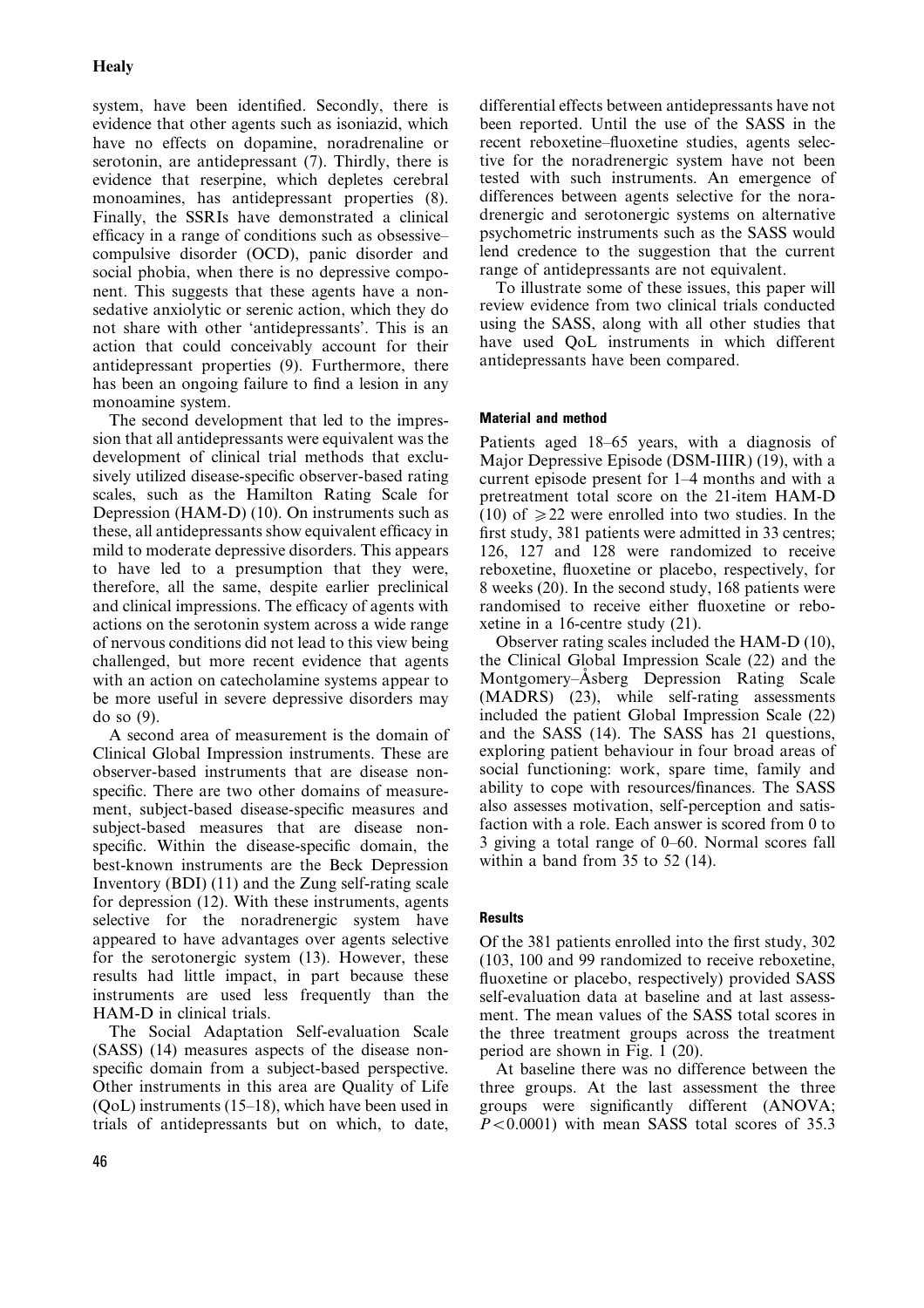system, have been identified. Secondly, there is evidence that other agents such as isoniazid, which have no effects on dopamine, noradrenaline or serotonin, are antidepressant (7). Thirdly, there is evidence that reserpine, which depletes cerebral monoamines, has antidepressant properties (8). Finally, the SSRIs have demonstrated a clinical efficacy in a range of conditions such as obsessive–compulsive disorder (OCD), panic disorder and social phobia, when there is no depressive component. This suggests that these agents have a non-sedative anxiolytic or serenic action, which they do not share with other 'antidepressants'. This is an action that could conceivably account for their antidepressant properties (9). Furthermore, there has been an ongoing failure to find a lesion in any monoamine system.

The second development that led to the impression that all antidepressants were equivalent was the development of clinical trial methods that exclusively utilized disease-specific observer-based rating scales, such as the Hamilton Rating Scale for Depression (HAM-D) (10). On instruments such as these, all antidepressants show equivalent efficacy in mild to moderate depressive disorders. This appears to have led to a presumption that they were, therefore, all the same, despite earlier preclinical and clinical impressions. The efficacy of agents with actions on the serotonin system across a wide range of nervous conditions did not lead to this view being challenged, but more recent evidence that agents with an action on catecholamine systems appear to be more useful in severe depressive disorders may do so (9).

A second area of measurement is the domain of Clinical Global Impression instruments. These are observer-based instruments that are disease non-specific. There are two other domains of measurement, subject-based disease-specific measures and subject-based measures that are disease non-specific. Within the disease-specific domain, the best-known instruments are the Beck Depression Inventory (BDI) (11) and the Zung self-rating scale for depression (12). With these instruments, agents selective for the noradrenergic system have appeared to have advantages over agents selective for the serotonergic system (13). However, these results had little impact, in part because these instruments are used less frequently than the HAM-D in clinical trials.

The Social Adaptation Self-evaluation Scale (SASS) (14) measures aspects of the disease non-specific domain from a subject-based perspective. Other instruments in this area are Quality of Life (QoL) instruments (15–18), which have been used in trials of antidepressants but on which, to date, differential effects between antidepressants have not been reported. Until the use of the SASS in the recent reboxetine–fluoxetine studies, agents selective for the noradrenergic system have not been tested with such instruments. An emergence of differences between agents selective for the noradrenergic and serotonergic systems on alternative psychometric instruments such as the SASS would lend credence to the suggestion that the current range of antidepressants are not equivalent.

To illustrate some of these issues, this paper will review evidence from two clinical trials conducted using the SASS, along with all other studies that have used QoL instruments in which different antidepressants have been compared.

## Material and method

Patients aged 18–65 years, with a diagnosis of Major Depressive Episode (DSM-IIIR) (19), with a current episode present for 1–4 months and with a pretreatment total score on the 21-item HAM-D (10) of $\geq 22$ were enrolled into two studies. In the first study, 381 patients were admitted in 33 centres; 126, 127 and 128 were randomized to receive reboxetine, fluoxetine or placebo, respectively, for 8 weeks (20). In the second study, 168 patients were randomised to receive either fluoxetine or reboxetine in a 16-centre study (21).

Observer rating scales included the HAM-D (10), the Clinical Global Impression Scale (22) and the Montgomery–Åsberg Depression Rating Scale (MADRS) (23), while self-rating assessments included the patient Global Impression Scale (22) and the SASS (14). The SASS has 21 questions, exploring patient behaviour in four broad areas of social functioning: work, spare time, family and ability to cope with resources/finances. The SASS also assesses motivation, self-perception and satisfaction with a role. Each answer is scored from 0 to 3 giving a total range of 0–60. Normal scores fall within a band from 35 to 52 (14).

## Results

Of the 381 patients enrolled into the first study, 302 (103, 100 and 99 randomized to receive reboxetine, fluoxetine or placebo, respectively) provided SASS self-evaluation data at baseline and at last assessment. The mean values of the SASS total scores in the three treatment groups across the treatment period are shown in Fig. 1 (20).

At baseline there was no difference between the three groups. At the last assessment the three groups were significantly different (ANOVA; $P < 0.0001$) with mean SASS total scores of 35.3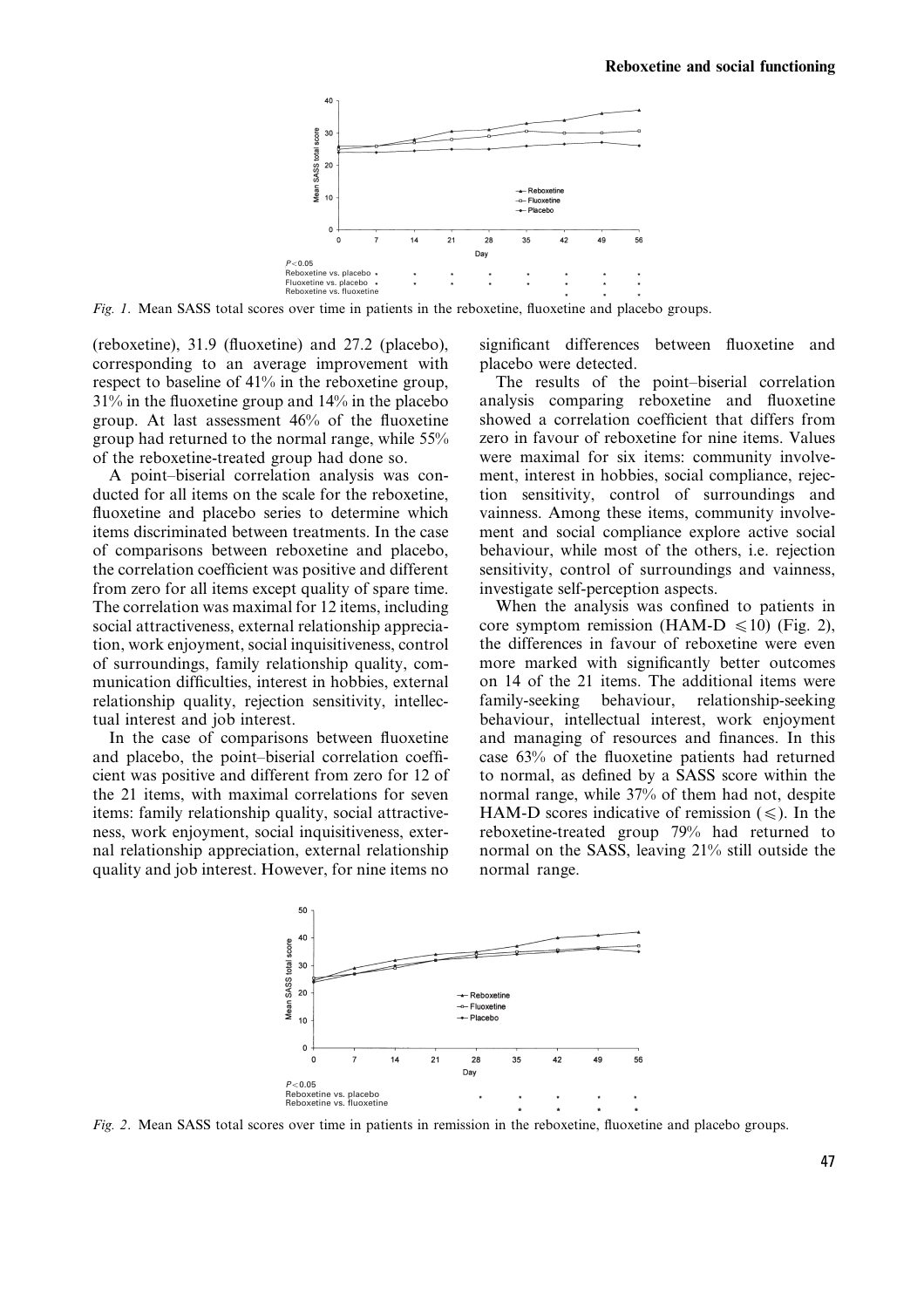*Fig. 1*. Mean SASS total scores over time in patients in the reboxetine, fluoxetine and placebo groups.

(reboxetine), 31.9 (fluoxetine) and 27.2 (placebo), corresponding to an average improvement with respect to baseline of 41% in the reboxetine group, 31% in the fluoxetine group and 14% in the placebo group. At last assessment 46% of the fluoxetine group had returned to the normal range, while 55% of the reboxetine-treated group had done so.

A point–biserial correlation analysis was conducted for all items on the scale for the reboxetine, fluoxetine and placebo series to determine which items discriminated between treatments. In the case of comparisons between reboxetine and placebo, the correlation coefficient was positive and different from zero for all items except quality of spare time. The correlation was maximal for 12 items, including social attractiveness, external relationship appreciation, work enjoyment, social inquisitiveness, control of surroundings, family relationship quality, communication difficulties, interest in hobbies, external relationship quality, rejection sensitivity, intellectual interest and job interest.

In the case of comparisons between fluoxetine and placebo, the point–biserial correlation coefficient was positive and different from zero for 12 of the 21 items, with maximal correlations for seven items: family relationship quality, social attractiveness, work enjoyment, social inquisitiveness, external relationship appreciation, external relationship quality and job interest. However, for nine items no significant differences between fluoxetine and placebo were detected.

The results of the point–biserial correlation analysis comparing reboxetine and fluoxetine showed a correlation coefficient that differs from zero in favour of reboxetine for nine items. Values were maximal for six items: community involvement, interest in hobbies, social compliance, rejection sensitivity, control of surroundings and vainness. Among these items, community involvement and social compliance explore active social behaviour, while most of the others, i.e. rejection sensitivity, control of surroundings and vainness, investigate self-perception aspects.

When the analysis was confined to patients in core symptom remission (HAM-D $\leqslant 10$) (Fig. 2), the differences in favour of reboxetine were even more marked with significantly better outcomes on 14 of the 21 items. The additional items were family-seeking behaviour, relationship-seeking behaviour, intellectual interest, work enjoyment and managing of resources and finances. In this case 63% of the fluoxetine patients had returned to normal, as defined by a SASS score within the normal range, while 37% of them had not, despite HAM-D scores indicative of remission ($\leqslant$). In the reboxetine-treated group 79% had returned to normal on the SASS, leaving 21% still outside the normal range.

*Fig. 2*. Mean SASS total scores over time in patients in remission in the reboxetine, fluoxetine and placebo groups.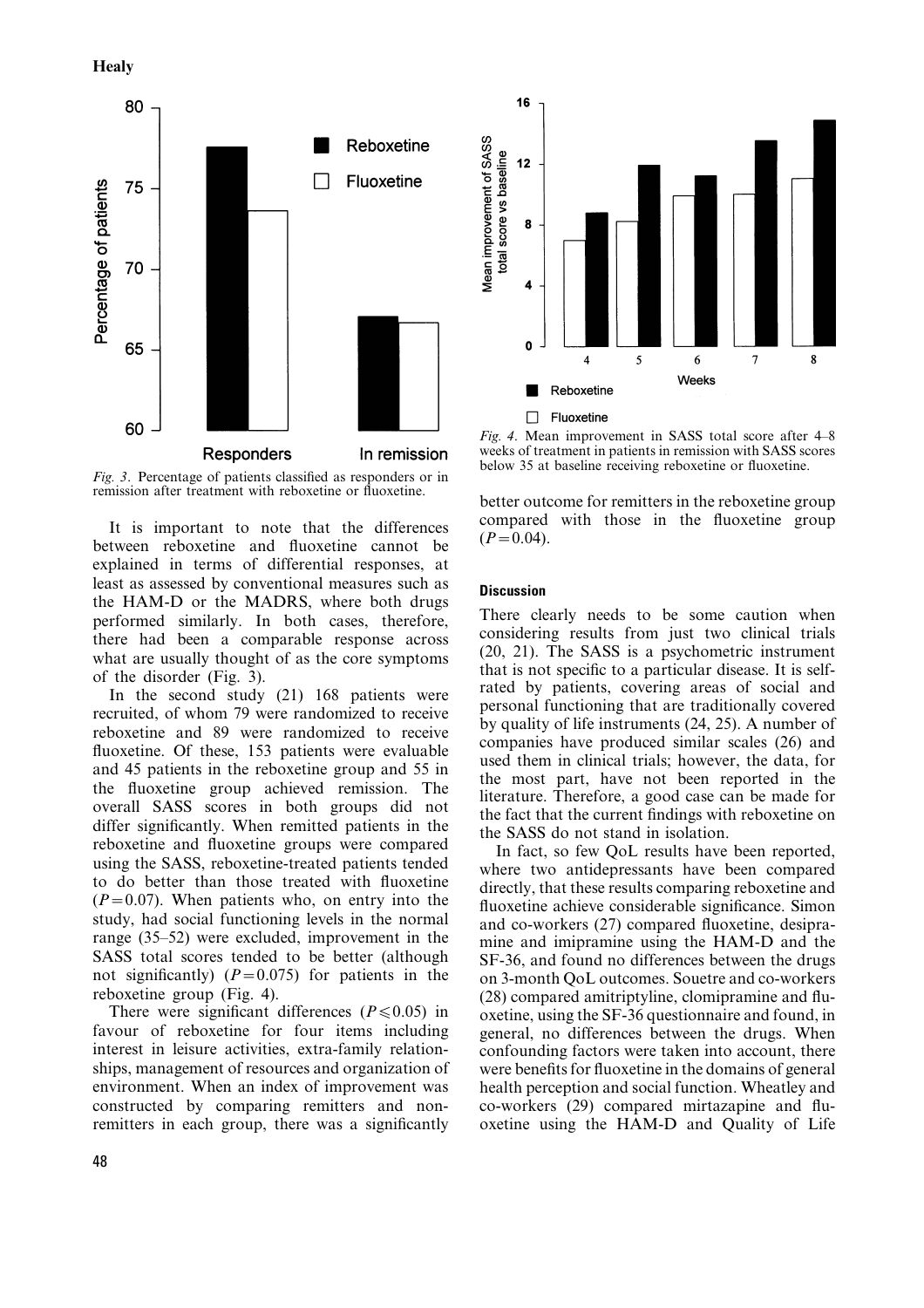*Fig. 3.* Percentage of patients classified as responders or in remission after treatment with reboxetine or fluoxetine.

It is important to note that the differences between reboxetine and fluoxetine cannot be explained in terms of differential responses, at least as assessed by conventional measures such as the HAM-D or the MADRS, where both drugs performed similarly. In both cases, therefore, there had been a comparable response across what are usually thought of as the core symptoms of the disorder (Fig. 3).

In the second study (21) 168 patients were recruited, of whom 79 were randomized to receive reboxetine and 89 were randomized to receive fluoxetine. Of these, 153 patients were evaluable and 45 patients in the reboxetine group and 55 in the fluoxetine group achieved remission. The overall SASS scores in both groups did not differ significantly. When remitted patients in the reboxetine and fluoxetine groups were compared using the SASS, reboxetine-treated patients tended to do better than those treated with fluoxetine ($P=0.07$). When patients who, on entry into the study, had social functioning levels in the normal range (35–52) were excluded, improvement in the SASS total scores tended to be better (although not significantly) ($P=0.075$) for patients in the reboxetine group (Fig. 4).

There were significant differences ($P \leqslant 0.05$) in favour of reboxetine for four items including interest in leisure activities, extra-family relationships, management of resources and organization of environment. When an index of improvement was constructed by comparing remitters and non-remitters in each group, there was a significantly better outcome for remitters in the reboxetine group compared with those in the fluoxetine group ($P=0.04$).

*Fig. 4.* Mean improvement in SASS total score after 4–8 weeks of treatment in patients in remission with SASS scores below 35 at baseline receiving reboxetine or fluoxetine.

## Discussion

There clearly needs to be some caution when considering results from just two clinical trials (20, 21). The SASS is a psychometric instrument that is not specific to a particular disease. It is self-rated by patients, covering areas of social and personal functioning that are traditionally covered by quality of life instruments (24, 25). A number of companies have produced similar scales (26) and used them in clinical trials; however, the data, for the most part, have not been reported in the literature. Therefore, a good case can be made for the fact that the current findings with reboxetine on the SASS do not stand in isolation.

In fact, so few QoL results have been reported, where two antidepressants have been compared directly, that these results comparing reboxetine and fluoxetine achieve considerable significance. Simon and co-workers (27) compared fluoxetine, desipramine and imipramine using the HAM-D and the SF-36, and found no differences between the drugs on 3-month QoL outcomes. Souetre and co-workers (28) compared amitriptyline, clomipramine and fluoxetine, using the SF-36 questionnaire and found, in general, no differences between the drugs. When confounding factors were taken into account, there were benefits for fluoxetine in the domains of general health perception and social function. Wheatley and co-workers (29) compared mirtazapine and fluoxetine using the HAM-D and Quality of Life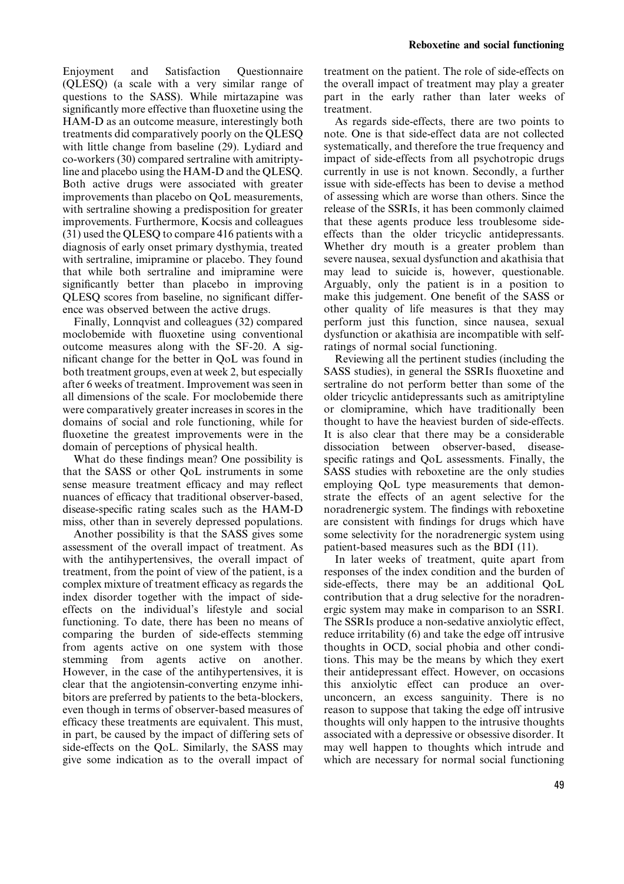Enjoyment and Satisfaction Questionnaire (QLESQ) (a scale with a very similar range of questions to the SASS). While mirtazapine was significantly more effective than fluoxetine using the HAM-D as an outcome measure, interestingly both treatments did comparatively poorly on the QLESQ with little change from baseline (29). Lydiard and co-workers (30) compared sertraline with amitriptyline and placebo using the HAM-D and the QLESQ. Both active drugs were associated with greater improvements than placebo on QoL measurements, with sertraline showing a predisposition for greater improvements. Furthermore, Kocsis and colleagues (31) used the QLESQ to compare 416 patients with a diagnosis of early onset primary dysthymia, treated with sertraline, imipramine or placebo. They found that while both sertraline and imipramine were significantly better than placebo in improving QLESQ scores from baseline, no significant difference was observed between the active drugs.

Finally, Lonnqvist and colleagues (32) compared moclobemide with fluoxetine using conventional outcome measures along with the SF-20. A significant change for the better in QoL was found in both treatment groups, even at week 2, but especially after 6 weeks of treatment. Improvement was seen in all dimensions of the scale. For moclobemide there were comparatively greater increases in scores in the domains of social and role functioning, while for fluoxetine the greatest improvements were in the domain of perceptions of physical health.

What do these findings mean? One possibility is that the SASS or other QoL instruments in some sense measure treatment efficacy and may reflect nuances of efficacy that traditional observer-based, disease-specific rating scales such as the HAM-D miss, other than in severely depressed populations.

Another possibility is that the SASS gives some assessment of the overall impact of treatment. As with the antihypertensives, the overall impact of treatment, from the point of view of the patient, is a complex mixture of treatment efficacy as regards the index disorder together with the impact of side-effects on the individual's lifestyle and social functioning. To date, there has been no means of comparing the burden of side-effects stemming from agents active on one system with those stemming from agents active on another. However, in the case of the antihypertensives, it is clear that the angiotensin-converting enzyme inhibitors are preferred by patients to the beta-blockers, even though in terms of observer-based measures of efficacy these treatments are equivalent. This must, in part, be caused by the impact of differing sets of side-effects on the QoL. Similarly, the SASS may give some indication as to the overall impact of treatment on the patient. The role of side-effects on the overall impact of treatment may play a greater part in the early rather than later weeks of treatment.

As regards side-effects, there are two points to note. One is that side-effect data are not collected systematically, and therefore the true frequency and impact of side-effects from all psychotropic drugs currently in use is not known. Secondly, a further issue with side-effects has been to devise a method of assessing which are worse than others. Since the release of the SSRIs, it has been commonly claimed that these agents produce less troublesome side-effects than the older tricyclic antidepressants. Whether dry mouth is a greater problem than severe nausea, sexual dysfunction and akathisia that may lead to suicide is, however, questionable. Arguably, only the patient is in a position to make this judgement. One benefit of the SASS or other quality of life measures is that they may perform just this function, since nausea, sexual dysfunction or akathisia are incompatible with self-ratings of normal social functioning.

Reviewing all the pertinent studies (including the SASS studies), in general the SSRIs fluoxetine and sertraline do not perform better than some of the older tricyclic antidepressants such as amitriptyline or clomipramine, which have traditionally been thought to have the heaviest burden of side-effects. It is also clear that there may be a considerable dissociation between observer-based, disease-specific ratings and QoL assessments. Finally, the SASS studies with reboxetine are the only studies employing QoL type measurements that demonstrate the effects of an agent selective for the noradrenergic system. The findings with reboxetine are consistent with findings for drugs which have some selectivity for the noradrenergic system using patient-based measures such as the BDI (11).

In later weeks of treatment, quite apart from responses of the index condition and the burden of side-effects, there may be an additional QoL contribution that a drug selective for the noradrenergic system may make in comparison to an SSRI. The SSRIs produce a non-sedative anxiolytic effect, reduce irritability (6) and take the edge off intrusive thoughts in OCD, social phobia and other conditions. This may be the means by which they exert their antidepressant effect. However, on occasions this anxiolytic effect can produce an over-unconcern, an excess sanguinity. There is no reason to suppose that taking the edge off intrusive thoughts will only happen to the intrusive thoughts associated with a depressive or obsessive disorder. It may well happen to thoughts which intrude and which are necessary for normal social functioning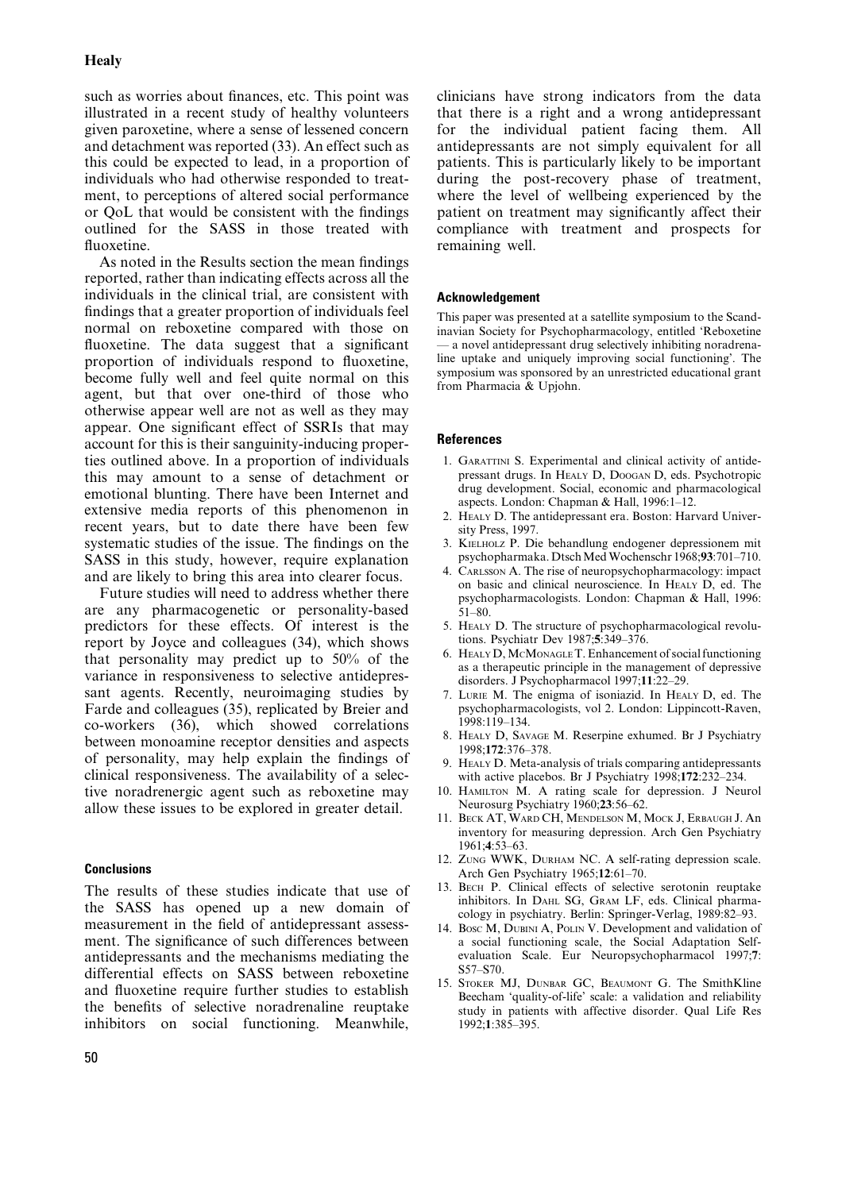such as worries about finances, etc. This point was illustrated in a recent study of healthy volunteers given paroxetine, where a sense of lessened concern and detachment was reported (33). An effect such as this could be expected to lead, in a proportion of individuals who had otherwise responded to treatment, to perceptions of altered social performance or QoL that would be consistent with the findings outlined for the SASS in those treated with fluoxetine.

As noted in the Results section the mean findings reported, rather than indicating effects across all the individuals in the clinical trial, are consistent with findings that a greater proportion of individuals feel normal on reboxetine compared with those on fluoxetine. The data suggest that a significant proportion of individuals respond to fluoxetine, become fully well and feel quite normal on this agent, but that over one-third of those who otherwise appear well are not as well as they may appear. One significant effect of SSRIs that may account for this is their sanguinity-inducing properties outlined above. In a proportion of individuals this may amount to a sense of detachment or emotional blunting. There have been Internet and extensive media reports of this phenomenon in recent years, but to date there have been few systematic studies of the issue. The findings on the SASS in this study, however, require explanation and are likely to bring this area into clearer focus.

Future studies will need to address whether there are any pharmacogenetic or personality-based predictors for these effects. Of interest is the report by Joyce and colleagues (34), which shows that personality may predict up to 50% of the variance in responsiveness to selective antidepressant agents. Recently, neuroimaging studies by Farde and colleagues (35), replicated by Breier and co-workers (36), which showed correlations between monoamine receptor densities and aspects of personality, may help explain the findings of clinical responsiveness. The availability of a selective noradrenergic agent such as reboxetine may allow these issues to be explored in greater detail.

## Conclusions

The results of these studies indicate that use of the SASS has opened up a new domain of measurement in the field of antidepressant assessment. The significance of such differences between antidepressants and the mechanisms mediating the differential effects on SASS between reboxetine and fluoxetine require further studies to establish the benefits of selective noradrenaline reuptake inhibitors on social functioning. Meanwhile, clinicians have strong indicators from the data that there is a right and a wrong antidepressant for the individual patient facing them. All antidepressants are not simply equivalent for all patients. This is particularly likely to be important during the post-recovery phase of treatment, where the level of wellbeing experienced by the patient on treatment may significantly affect their compliance with treatment and prospects for remaining well.

### Acknowledgement

This paper was presented at a satellite symposium to the Scandinavian Society for Psychopharmacology, entitled 'Reboxetine — a novel antidepressant drug selectively inhibiting noradrenaline uptake and uniquely improving social functioning'. The symposium was sponsored by an unrestricted educational grant from Pharmacia & Upjohn.

### References

1. Garattini S. Experimental and clinical activity of antidepressant drugs. In Healy D, Doogan D, eds. Psychotropic drug development. Social, economic and pharmacological aspects. London: Chapman & Hall, 1996:1–12.
2. Healy D. The antidepressant era. Boston: Harvard University Press, 1997.
3. Kielholz P. Die behandlung endogener depressionem mit psychopharmaka. Dtsch Med Wochenschr 1968;**93**:701–710.
4. Carlsson A. The rise of neuropsychopharmacology: impact on basic and clinical neuroscience. In Healy D, ed. The psychopharmacologists. London: Chapman & Hall, 1996: 51–80.
5. Healy D. The structure of psychopharmacological revolutions. Psychiatr Dev 1987;**5**:349–376.
6. Healy D, McMonagle T. Enhancement of social functioning as a therapeutic principle in the management of depressive disorders. J Psychopharmacol 1997;**11**:22–29.
7. Lurie M. The enigma of isoniazid. In Healy D, ed. The psychopharmacologists, vol 2. London: Lippincott-Raven, 1998:119–134.
8. Healy D, Savage M. Reserpine exhumed. Br J Psychiatry 1998;**172**:376–378.
9. Healy D. Meta-analysis of trials comparing antidepressants with active placebos. Br J Psychiatry 1998;**172**:232–234.
10. Hamilton M. A rating scale for depression. J Neurol Neurosurg Psychiatry 1960;**23**:56–62.
11. Beck AT, Ward CH, Mendelson M, Mock J, Erbaugh J. An inventory for measuring depression. Arch Gen Psychiatry 1961;**4**:53–63.
12. Zung WWK, Durham NC. A self-rating depression scale. Arch Gen Psychiatry 1965;**12**:61–70.
13. Bech P. Clinical effects of selective serotonin reuptake inhibitors. In Dahl SG, Gram LF, eds. Clinical pharmacology in psychiatry. Berlin: Springer-Verlag, 1989:82–93.
14. Bosc M, Dubini A, Polin V. Development and validation of a social functioning scale, the Social Adaptation Self-evaluation Scale. Eur Neuropsychopharmacol 1997;**7**: S57–S70.
15. Stoker MJ, Dunbar GC, Beaumont G. The SmithKline Beecham 'quality-of-life' scale: a validation and reliability study in patients with affective disorder. Qual Life Res 1992;**1**:385–395.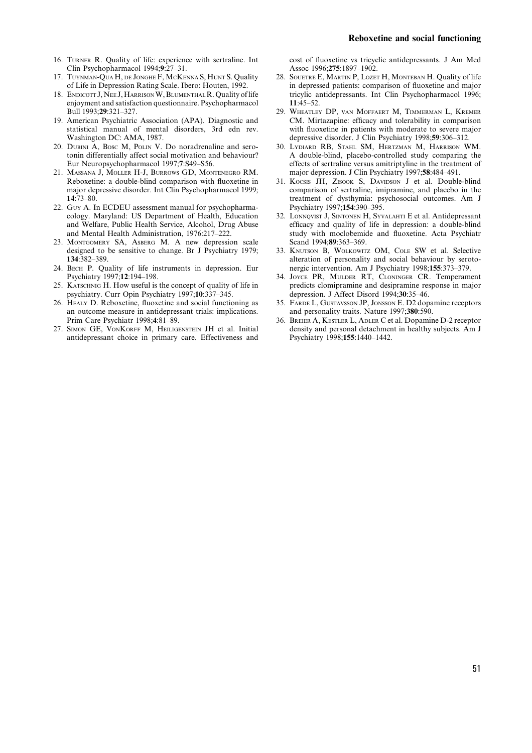16. Turner R. Quality of life: experience with sertraline. Int Clin Psychopharmacol 1994;**9**:27–31.
17. Tuynman-Qua H, de Jonghe F, McKenna S, Hunt S. Quality of Life in Depression Rating Scale. Ibero: Houten, 1992.
18. Endicott J, Nee J, Harrison W, Blumenthal R. Quality of life enjoyment and satisfaction questionnaire. Psychopharmacol Bull 1993;**29**:321–327.
19. American Psychiatric Association (APA). Diagnostic and statistical manual of mental disorders, 3rd edn rev. Washington DC: AMA, 1987.
20. Dubini A, Bosc M, Polin V. Do noradrenaline and serotonin differentially affect social motivation and behaviour? Eur Neuropsychopharmacol 1997;**7**:S49–S56.
21. Massana J, Moller H-J, Burrows GD, Montenegro RM. Reboxetine: a double-blind comparison with fluoxetine in major depressive disorder. Int Clin Psychopharmacol 1999; **14**:73–80.
22. Guy A. In ECDEU assessment manual for psychopharmacology. Maryland: US Department of Health, Education and Welfare, Public Health Service, Alcohol, Drug Abuse and Mental Health Administration, 1976:217–222.
23. Montgomery SA, Asberg M. A new depression scale designed to be sensitive to change. Br J Psychiatry 1979; **134**:382–389.
24. Bech P. Quality of life instruments in depression. Eur Psychiatry 1997;**12**:194–198.
25. Katschnig H. How useful is the concept of quality of life in psychiatry. Curr Opin Psychiatry 1997;**10**:337–345.
26. Healy D. Reboxetine, fluoxetine and social functioning as an outcome measure in antidepressant trials: implications. Prim Care Psychiatr 1998;**4**:81–89.
27. Simon GE, VonKorff M, Heiligenstein JH et al. Initial antidepressant choice in primary care. Effectiveness and cost of fluoxetine vs tricyclic antidepressants. J Am Med Assoc 1996;**275**:1897–1902.
28. Souetre E, Martin P, Lozet H, Monteban H. Quality of life in depressed patients: comparison of fluoxetine and major tricylic antidepressants. Int Clin Psychopharmacol 1996; **11**:45–52.
29. Wheatley DP, van Moffaert M, Timmerman L, Kremer CM. Mirtazapine: efficacy and tolerability in comparison with fluoxetine in patients with moderate to severe major depressive disorder. J Clin Psychiatry 1998;**59**:306–312.
30. Lydiard RB, Stahl SM, Hertzman M, Harrison WM. A double-blind, placebo-controlled study comparing the effects of sertraline versus amitriptyline in the treatment of major depression. J Clin Psychiatry 1997;**58**:484–491.
31. Kocsis JH, Zisook S, Davidson J et al. Double-blind comparison of sertraline, imipramine, and placebo in the treatment of dysthymia: psychosocial outcomes. Am J Psychiatry 1997;**154**:390–395.
32. Lonnqvist J, Sintonen H, Syvalahti E et al. Antidepressant efficacy and quality of life in depression: a double-blind study with moclobemide and fluoxetine. Acta Psychiatr Scand 1994;**89**:363–369.
33. Knutson B, Wolkowitz OM, Cole SW et al. Selective alteration of personality and social behaviour by serotonergic intervention. Am J Psychiatry 1998;**155**:373–379.
34. Joyce PR, Mulder RT, Cloninger CR. Temperament predicts clomipramine and desipramine response in major depression. J Affect Disord 1994;**30**:35–46.
35. Farde L, Gustavsson JP, Jonsson E. D2 dopamine receptors and personality traits. Nature 1997;**380**:590.
36. Breier A, Kestler L, Adler C et al. Dopamine D-2 receptor density and personal detachment in healthy subjects. Am J Psychiatry 1998;**155**:1440–1442.